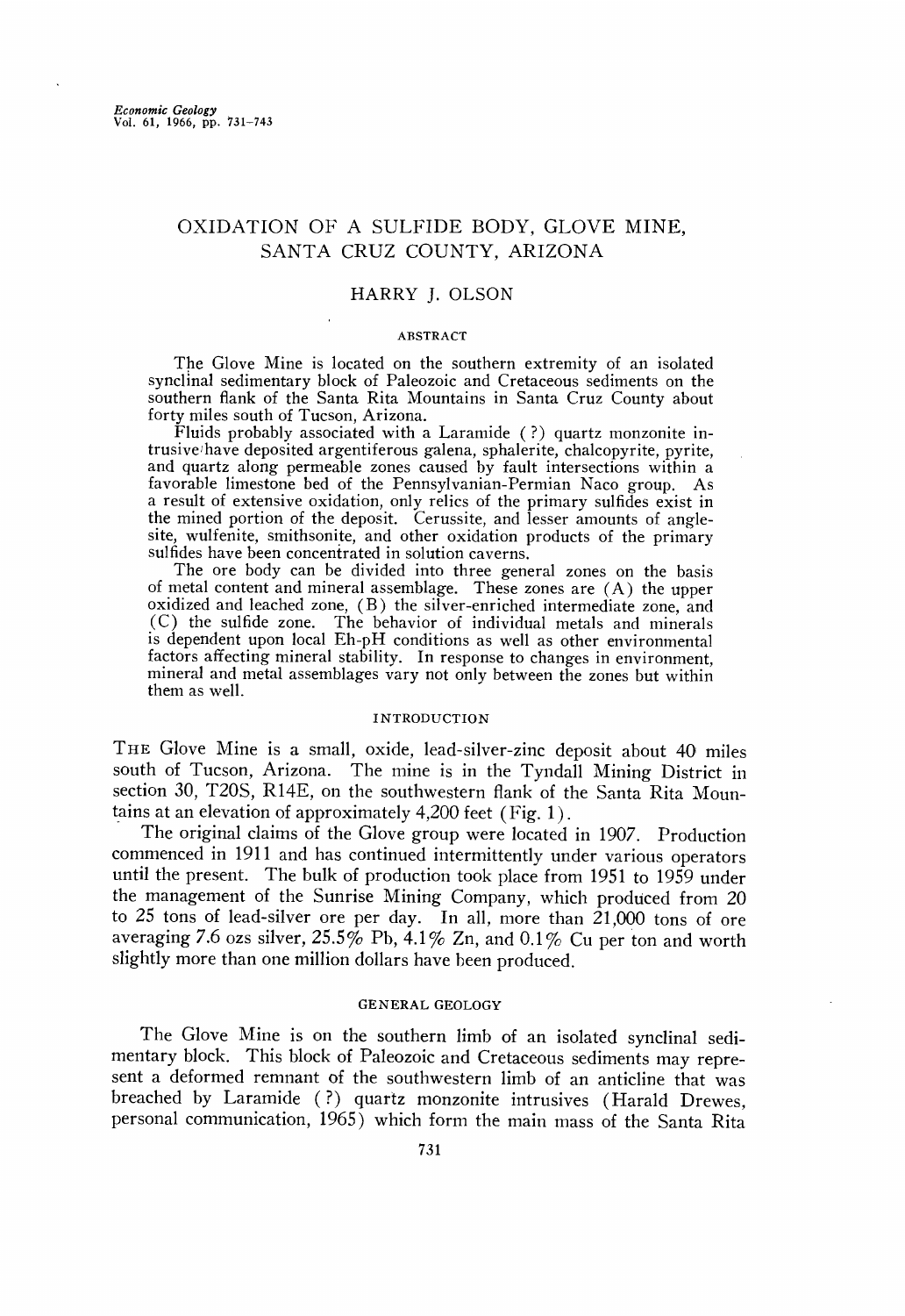# OXIDATION OF A SULFIDE BODY, GLOVE MINE, SANTA CRUZ COUNTY, ARIZONA

HARRY J. OLSON

## ABSTRACT

The Glove Mine is located on the southern extremity of an isolated synclinal sedimentary block of Paleozoic and Cretaceous sediments on the southern flank of the Santa Rita Mountains in Santa Cruz County about forty miles south of Tucson, Arizona.

Fluids probably associated with a Laramide (?) quartz monzonite intrusive have deposited argentiferous galena, sphalerite, chalcopyrite, pyrite, and quartz along permeable zones caused by fault intersections within a favorable limestone bed of the Pennsylvanian-Permian Naco group. As a result of extensive oxidation, only relics of the primary sulfides exist in the mined portion of the deposit. Cerussite, and lesser amounts of anglesite, wulfenite, smithsonite, and other oxidation products of the primary sulfides have been concentrated in solution caverns.

The ore body can be divided into three general zones on the basis of metal content and mineral assemblage. These zones are (A) the upper oxidized and leached zone, (B) the silver-enriched intermediate zone, and (C) the sulfide zone. The behavior of individual metals and minerals is dependent upon local Eh-pH conditions as well as other environmental factors affecting mineral stability. In response to changes in environment, mineral and metal assemblages vary not only between the zones but within them as well.

## INTRODUCTION

THE Glove Mine is a small, oxide, lead-silver-zinc deposit about 40 miles south of Tucson, Arizona. The mine is in the Tyndall Mining District in section 30, T20S, R14E, on the southwestern flank of the Santa Rita Mountains at an elevation of approximately 4,200 feet (Fig. 1).

The original claims of the Glove group were located in 1907. Production commenced in 1911 and has continued intermittently under various operators until the present. The bulk of production took place from 1951 to 1959 under the management of the Sunrise Mining Company, which produced from 20 to 25 tons of lead-silver ore per day. In all, more than 21,000 tons of ore averaging 7.6 ozs silver, 25.5% Pb, 4.1% Zn, and 0.1% Cu per ton and worth slightly more than one million dollars have been produced.

## GENERAL GEOLOGY

The Glove Mine is on the southern limb of an isolated synclinal sedimentary block. This block of Paleozoic and Cretaceous sediments may represent a deformed remnant of the southwestern limb of an anticline that was breached by Laramide (?) quartz monzonite intrusives (Harald Drewes, personal communication, 1965) which form the main mass of the Santa Rita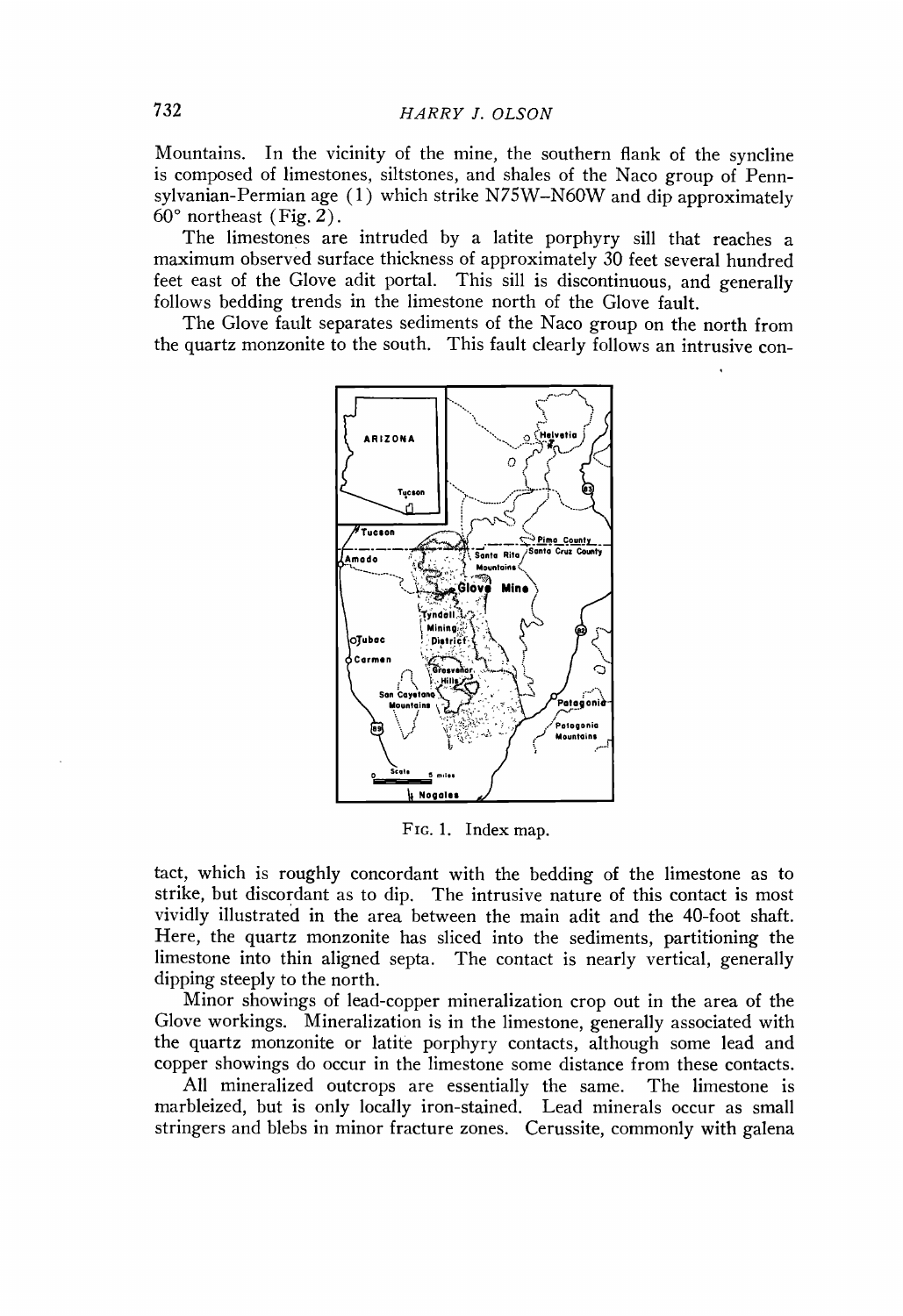Mountains. In the vicinity of the mine, the southern flank of the syncline is composed of limestones, siltstones, and shales of the Naco group of Pennsylvanian-Permian age (1) which strike N75W–N60W and dip approximately 60° northeast (Fig. 2).

The limestones are intruded by a latite porphyry sill that reaches a maximum observed surface thickness of approximately 30 feet several hundred feet east of the Glove adit portal. This sill is discontinuous, and generally follows bedding trends in the limestone north of the Glove fault.

The Glove fault separates sediments of the Naco group on the north from the quartz monzonite to the south. This fault clearly follows an intrusive contact, which is roughly concordant with the bedding of the limestone as to strike, but discordant as to dip. The intrusive nature of this contact is most vividly illustrated in the area between the main adit and the 40-foot shaft. Here, the quartz monzonite has sliced into the sediments, partitioning the limestone into thin aligned septa. The contact is nearly vertical, generally dipping steeply to the north.

FIG. 1. Index map.

Minor showings of lead-copper mineralization crop out in the area of the Glove workings. Mineralization is in the limestone, generally associated with the quartz monzonite or latite porphyry contacts, although some lead and copper showings do occur in the limestone some distance from these contacts.

All mineralized outcrops are essentially the same. The limestone is marbleized, but is only locally iron-stained. Lead minerals occur as small stringers and blebs in minor fracture zones. Cerussite, commonly with galena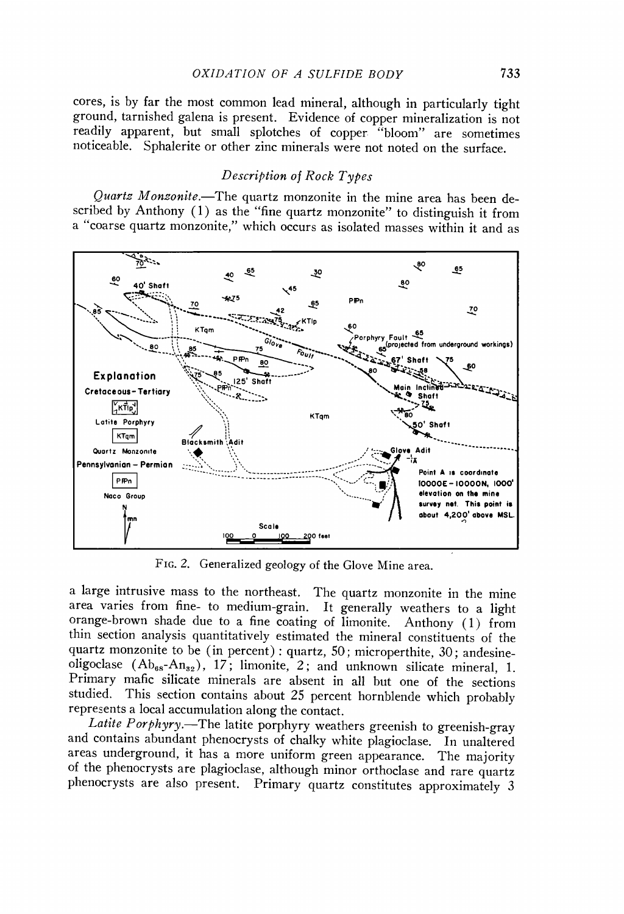cores, is by far the most common lead mineral, although in particularly tight ground, tarnished galena is present. Evidence of copper mineralization is not readily apparent, but small splotches of copper "bloom" are sometimes noticeable. Sphalerite or other zinc minerals were not noted on the surface.

### Description of Rock Types

*Quartz Monzonite.*—The quartz monzonite in the mine area has been described by Anthony (1) as the "fine quartz monzonite" to distinguish it from a "coarse quartz monzonite," which occurs as isolated masses within it and as

FIG. 2. Generalized geology of the Glove Mine area.

a large intrusive mass to the northeast. The quartz monzonite in the mine area varies from fine- to medium-grain. It generally weathers to a light orange-brown shade due to a fine coating of limonite. Anthony (1) from thin section analysis quantitatively estimated the mineral constituents of the quartz monzonite to be (in percent): quartz, 50; microperthite, 30; andesine-oligoclase ($Ab_{68}$-$An_{32}$), 17; limonite, 2; and unknown silicate mineral, 1. Primary mafic silicate minerals are absent in all but one of the sections studied. This section contains about 25 percent hornblende which probably represents a local accumulation along the contact.

*Latite Porphyry.*—The latite porphyry weathers greenish to greenish-gray and contains abundant phenocrysts of chalky white plagioclase. In unaltered areas underground, it has a more uniform green appearance. The majority of the phenocrysts are plagioclase, although minor orthoclase and rare quartz phenocrysts are also present. Primary quartz constitutes approximately 3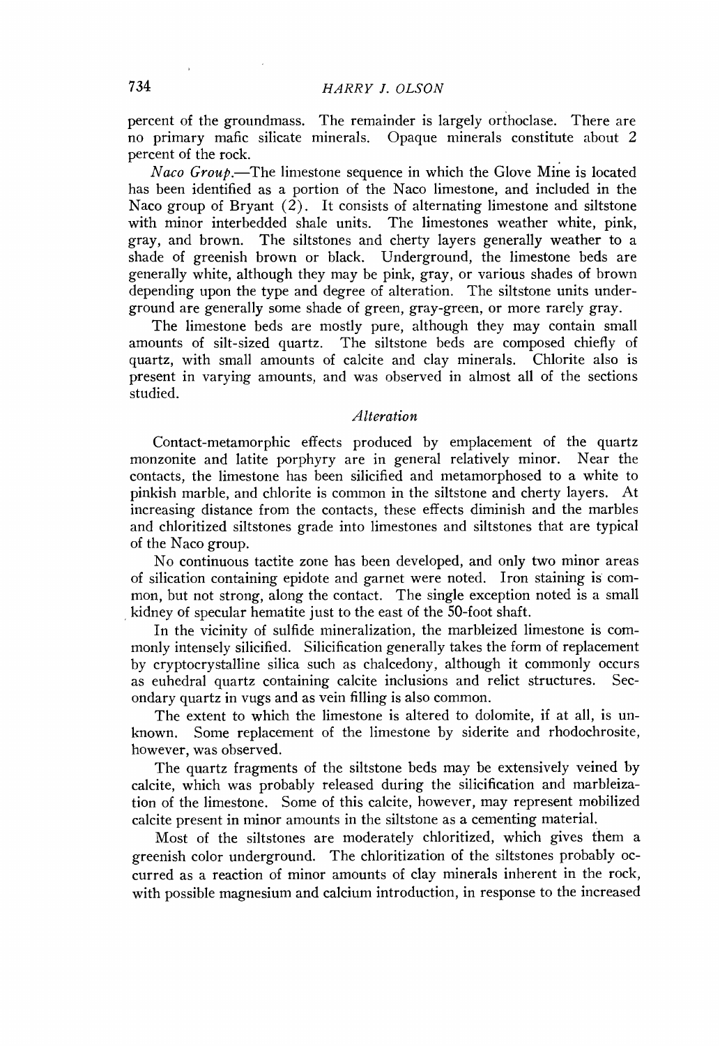percent of the groundmass. The remainder is largely orthoclase. There are no primary mafic silicate minerals. Opaque minerals constitute about 2 percent of the rock.

*Naco Group*.—The limestone sequence in which the Glove Mine is located has been identified as a portion of the Naco limestone, and included in the Naco group of Bryant (2). It consists of alternating limestone and siltstone with minor interbedded shale units. The limestones weather white, pink, gray, and brown. The siltstones and cherty layers generally weather to a shade of greenish brown or black. Underground, the limestone beds are generally white, although they may be pink, gray, or various shades of brown depending upon the type and degree of alteration. The siltstone units underground are generally some shade of green, gray-green, or more rarely gray.

The limestone beds are mostly pure, although they may contain small amounts of silt-sized quartz. The siltstone beds are composed chiefly of quartz, with small amounts of calcite and clay minerals. Chlorite also is present in varying amounts, and was observed in almost all of the sections studied.

### *Alteration*

Contact-metamorphic effects produced by emplacement of the quartz monzonite and latite porphyry are in general relatively minor. Near the contacts, the limestone has been silicified and metamorphosed to a white to pinkish marble, and chlorite is common in the siltstone and cherty layers. At increasing distance from the contacts, these effects diminish and the marbles and chloritized siltstones grade into limestones and siltstones that are typical of the Naco group.

No continuous tactite zone has been developed, and only two minor areas of silication containing epidote and garnet were noted. Iron staining is common, but not strong, along the contact. The single exception noted is a small kidney of specular hematite just to the east of the 50-foot shaft.

In the vicinity of sulfide mineralization, the marbleized limestone is commonly intensely silicified. Silicification generally takes the form of replacement by cryptocrystalline silica such as chalcedony, although it commonly occurs as euhedral quartz containing calcite inclusions and relict structures. Secondary quartz in vugs and as vein filling is also common.

The extent to which the limestone is altered to dolomite, if at all, is unknown. Some replacement of the limestone by siderite and rhodochrosite, however, was observed.

The quartz fragments of the siltstone beds may be extensively veined by calcite, which was probably released during the silicification and marbleization of the limestone. Some of this calcite, however, may represent mobilized calcite present in minor amounts in the siltstone as a cementing material.

Most of the siltstones are moderately chloritized, which gives them a greenish color underground. The chloritization of the siltstones probably occurred as a reaction of minor amounts of clay minerals inherent in the rock, with possible magnesium and calcium introduction, in response to the increased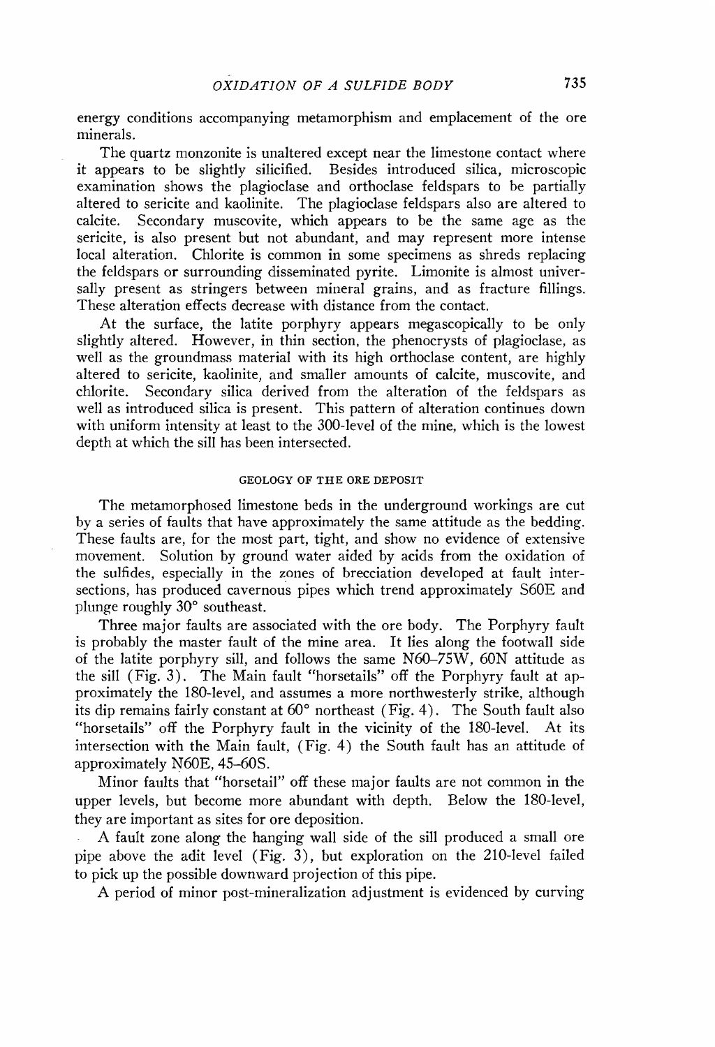energy conditions accompanying metamorphism and emplacement of the ore minerals.

The quartz monzonite is unaltered except near the limestone contact where it appears to be slightly silicified. Besides introduced silica, microscopic examination shows the plagioclase and orthoclase feldspars to be partially altered to sericite and kaolinite. The plagioclase feldspars also are altered to calcite. Secondary muscovite, which appears to be the same age as the sericite, is also present but not abundant, and may represent more intense local alteration. Chlorite is common in some specimens as shreds replacing the feldspars or surrounding disseminated pyrite. Limonite is almost universally present as stringers between mineral grains, and as fracture fillings. These alteration effects decrease with distance from the contact.

At the surface, the latite porphyry appears megascopically to be only slightly altered. However, in thin section, the phenocrysts of plagioclase, as well as the groundmass material with its high orthoclase content, are highly altered to sericite, kaolinite, and smaller amounts of calcite, muscovite, and chlorite. Secondary silica derived from the alteration of the feldspars as well as introduced silica is present. This pattern of alteration continues down with uniform intensity at least to the 300-level of the mine, which is the lowest depth at which the sill has been intersected.

## GEOLOGY OF THE ORE DEPOSIT

The metamorphosed limestone beds in the underground workings are cut by a series of faults that have approximately the same attitude as the bedding. These faults are, for the most part, tight, and show no evidence of extensive movement. Solution by ground water aided by acids from the oxidation of the sulfides, especially in the zones of brecciation developed at fault intersections, has produced cavernous pipes which trend approximately S60E and plunge roughly 30° southeast.

Three major faults are associated with the ore body. The Porphyry fault is probably the master fault of the mine area. It lies along the footwall side of the latite porphyry sill, and follows the same N60–75W, 60N attitude as the sill (Fig. 3). The Main fault "horsetails" off the Porphyry fault at approximately the 180-level, and assumes a more northwesterly strike, although its dip remains fairly constant at 60° northeast (Fig. 4). The South fault also "horsetails" off the Porphyry fault in the vicinity of the 180-level. At its intersection with the Main fault, (Fig. 4) the South fault has an attitude of approximately N60E, 45–60S.

Minor faults that "horsetail" off these major faults are not common in the upper levels, but become more abundant with depth. Below the 180-level, they are important as sites for ore deposition.

A fault zone along the hanging wall side of the sill produced a small ore pipe above the adit level (Fig. 3), but exploration on the 210-level failed to pick up the possible downward projection of this pipe.

A period of minor post-mineralization adjustment is evidenced by curving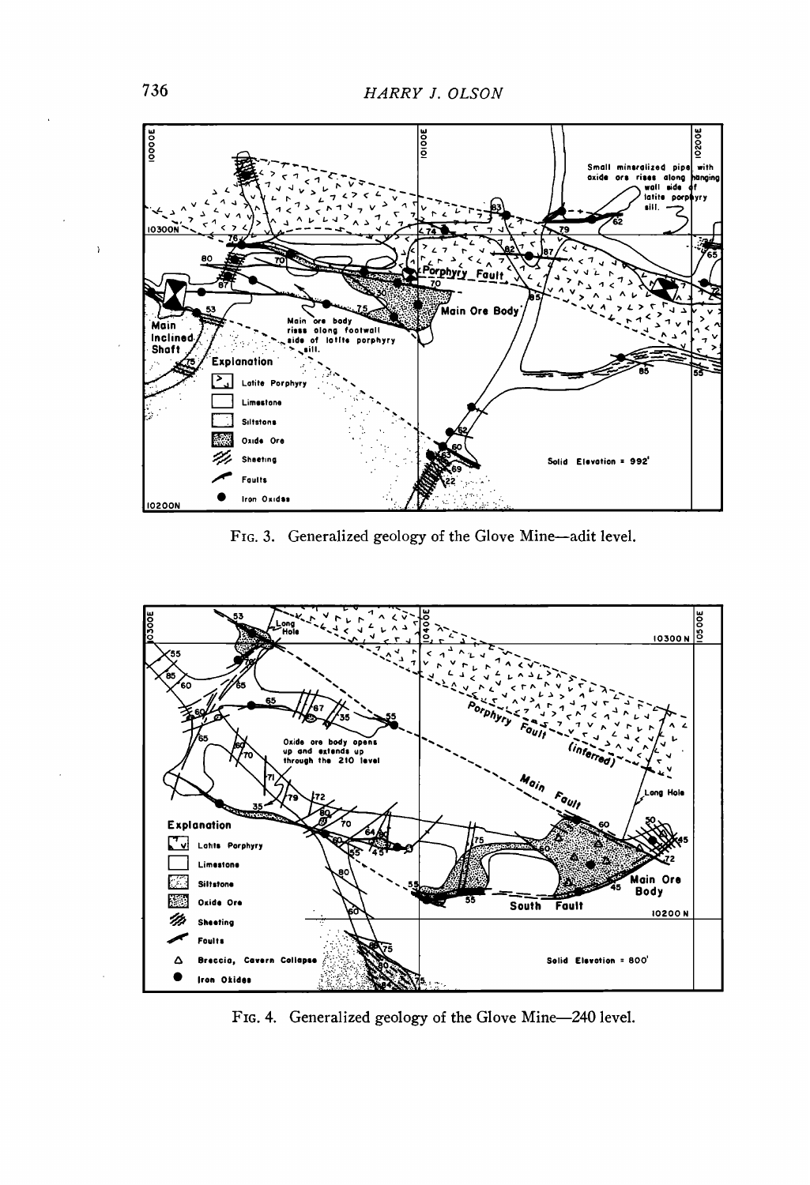FIG. 3. Generalized geology of the Glove Mine—adit level.

FIG. 4. Generalized geology of the Glove Mine—240 level.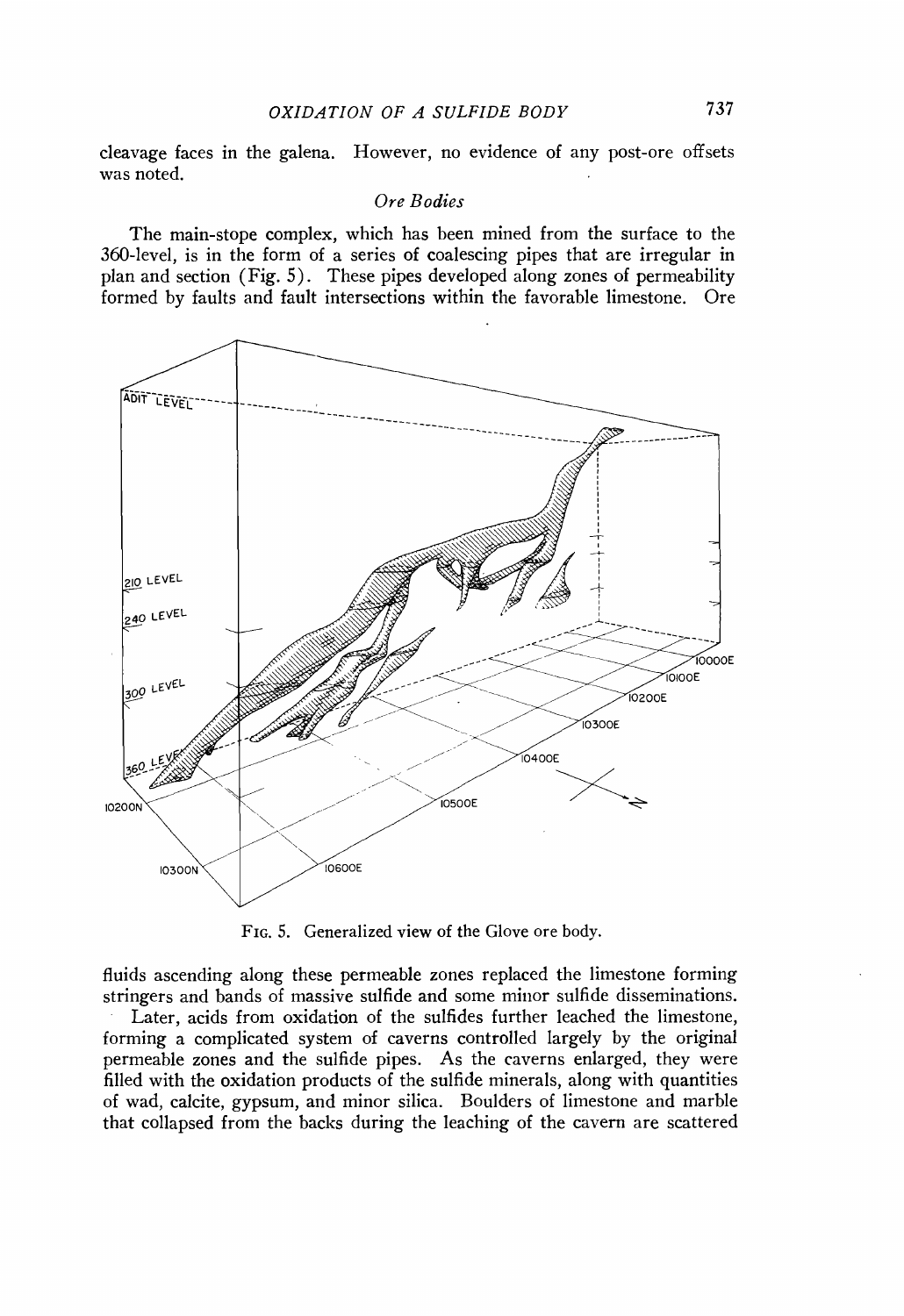cleavage faces in the galena. However, no evidence of any post-ore offsets was noted.

### *Ore Bodies*

The main-stope complex, which has been mined from the surface to the 360-level, is in the form of a series of coalescing pipes that are irregular in plan and section (Fig. 5). These pipes developed along zones of permeability formed by faults and fault intersections within the favorable limestone. Ore fluids ascending along these permeable zones replaced the limestone forming stringers and bands of massive sulfide and some minor sulfide disseminations.

FIG. 5. Generalized view of the Glove ore body.

Later, acids from oxidation of the sulfides further leached the limestone, forming a complicated system of caverns controlled largely by the original permeable zones and the sulfide pipes. As the caverns enlarged, they were filled with the oxidation products of the sulfide minerals, along with quantities of wad, calcite, gypsum, and minor silica. Boulders of limestone and marble that collapsed from the backs during the leaching of the cavern are scattered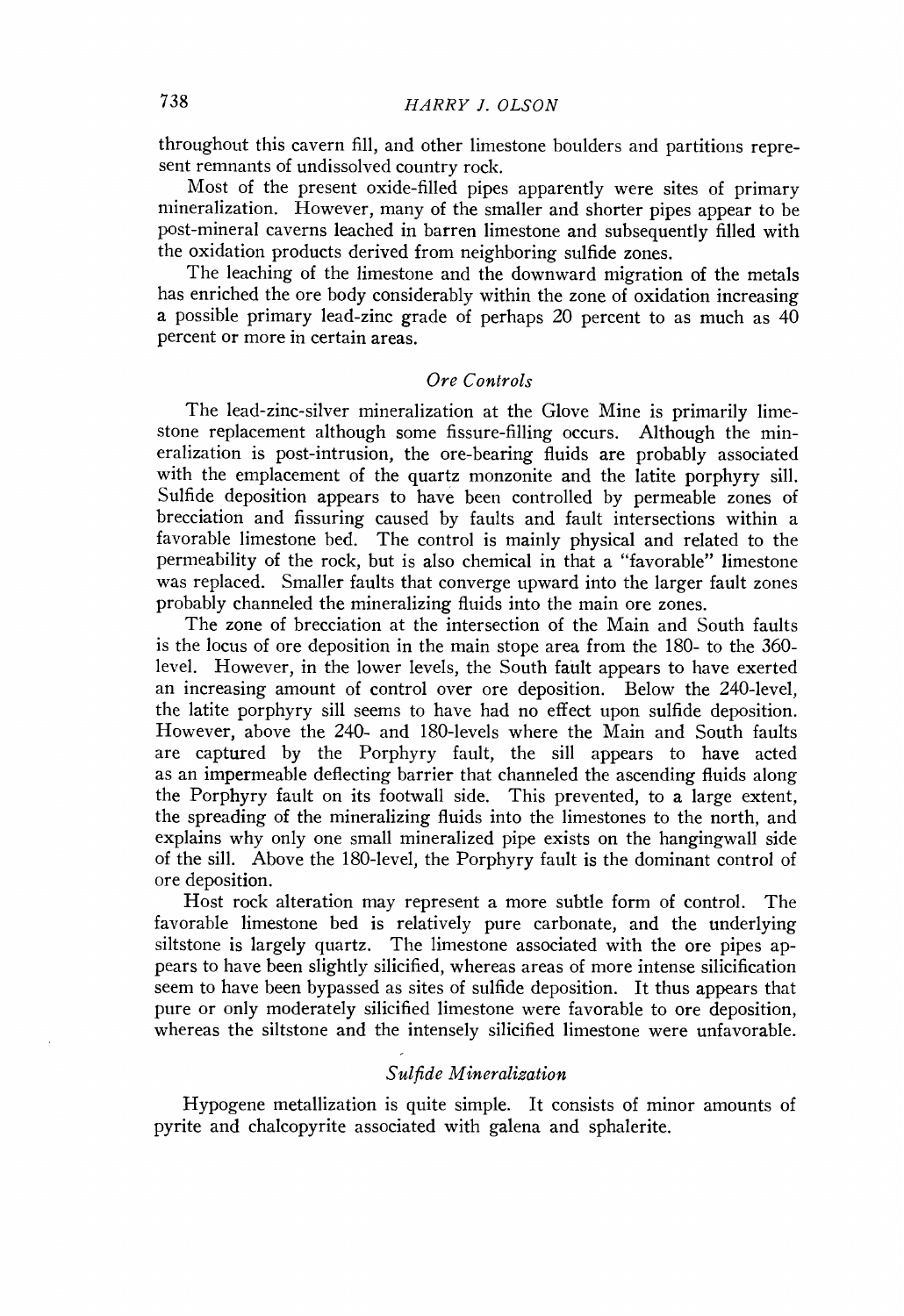throughout this cavern fill, and other limestone boulders and partitions represent remnants of undissolved country rock.

Most of the present oxide-filled pipes apparently were sites of primary mineralization. However, many of the smaller and shorter pipes appear to be post-mineral caverns leached in barren limestone and subsequently filled with the oxidation products derived from neighboring sulfide zones.

The leaching of the limestone and the downward migration of the metals has enriched the ore body considerably within the zone of oxidation increasing a possible primary lead-zinc grade of perhaps 20 percent to as much as 40 percent or more in certain areas.

### *Ore Controls*

The lead-zinc-silver mineralization at the Glove Mine is primarily limestone replacement although some fissure-filling occurs. Although the mineralization is post-intrusion, the ore-bearing fluids are probably associated with the emplacement of the quartz monzonite and the latite porphyry sill. Sulfide deposition appears to have been controlled by permeable zones of brecciation and fissuring caused by faults and fault intersections within a favorable limestone bed. The control is mainly physical and related to the permeability of the rock, but is also chemical in that a "favorable" limestone was replaced. Smaller faults that converge upward into the larger fault zones probably channeled the mineralizing fluids into the main ore zones.

The zone of brecciation at the intersection of the Main and South faults is the locus of ore deposition in the main stope area from the 180- to the 360-level. However, in the lower levels, the South fault appears to have exerted an increasing amount of control over ore deposition. Below the 240-level, the latite porphyry sill seems to have had no effect upon sulfide deposition. However, above the 240- and 180-levels where the Main and South faults are captured by the Porphyry fault, the sill appears to have acted as an impermeable deflecting barrier that channeled the ascending fluids along the Porphyry fault on its footwall side. This prevented, to a large extent, the spreading of the mineralizing fluids into the limestones to the north, and explains why only one small mineralized pipe exists on the hangingwall side of the sill. Above the 180-level, the Porphyry fault is the dominant control of ore deposition.

Host rock alteration may represent a more subtle form of control. The favorable limestone bed is relatively pure carbonate, and the underlying siltstone is largely quartz. The limestone associated with the ore pipes appears to have been slightly silicified, whereas areas of more intense silicification seem to have been bypassed as sites of sulfide deposition. It thus appears that pure or only moderately silicified limestone were favorable to ore deposition, whereas the siltstone and the intensely silicified limestone were unfavorable.

### *Sulfide Mineralization*

Hypogene metallization is quite simple. It consists of minor amounts of pyrite and chalcopyrite associated with galena and sphalerite.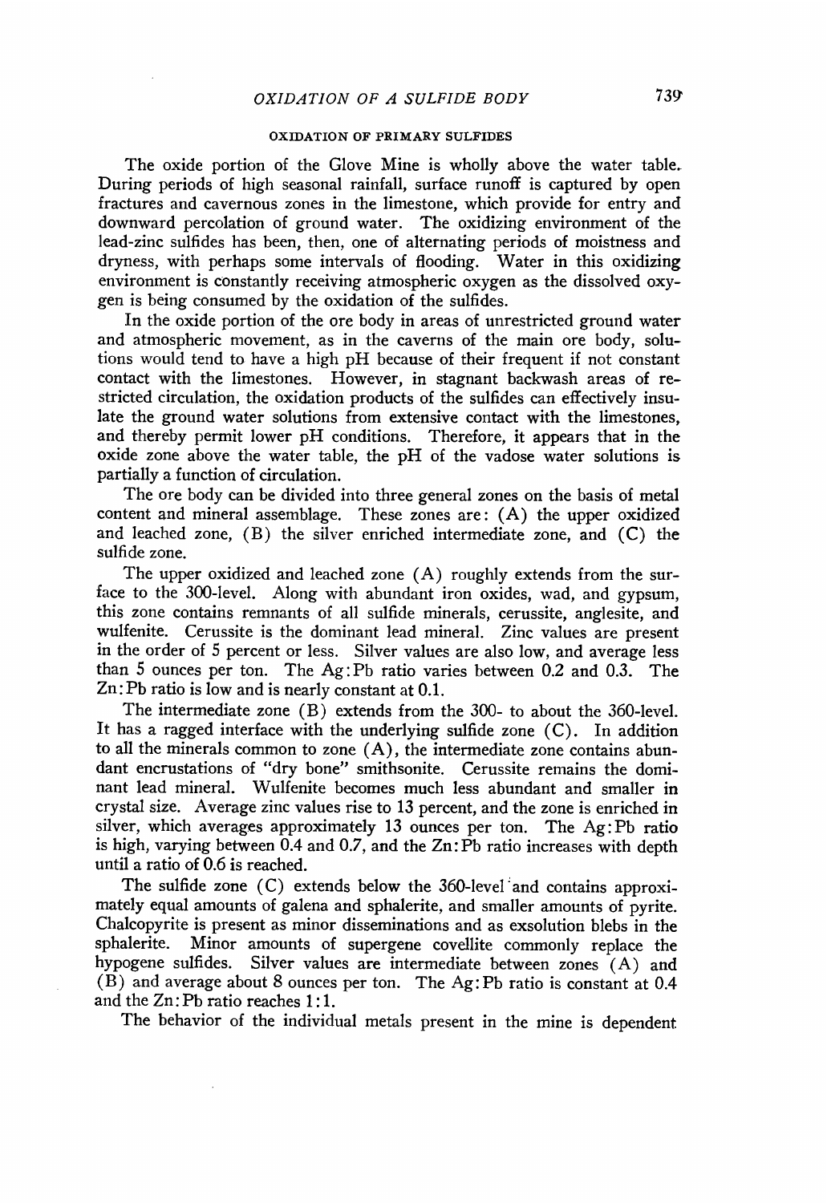## OXIDATION OF PRIMARY SULFIDES

The oxide portion of the Glove Mine is wholly above the water table. During periods of high seasonal rainfall, surface runoff is captured by open fractures and cavernous zones in the limestone, which provide for entry and downward percolation of ground water. The oxidizing environment of the lead-zinc sulfides has been, then, one of alternating periods of moistness and dryness, with perhaps some intervals of flooding. Water in this oxidizing environment is constantly receiving atmospheric oxygen as the dissolved oxygen is being consumed by the oxidation of the sulfides.

In the oxide portion of the ore body in areas of unrestricted ground water and atmospheric movement, as in the caverns of the main ore body, solutions would tend to have a high pH because of their frequent if not constant contact with the limestones. However, in stagnant backwash areas of restricted circulation, the oxidation products of the sulfides can effectively insulate the ground water solutions from extensive contact with the limestones, and thereby permit lower pH conditions. Therefore, it appears that in the oxide zone above the water table, the pH of the vadose water solutions is partially a function of circulation.

The ore body can be divided into three general zones on the basis of metal content and mineral assemblage. These zones are: (A) the upper oxidized and leached zone, (B) the silver enriched intermediate zone, and (C) the sulfide zone.

The upper oxidized and leached zone (A) roughly extends from the surface to the 300-level. Along with abundant iron oxides, wad, and gypsum, this zone contains remnants of all sulfide minerals, cerussite, anglesite, and wulfenite. Cerussite is the dominant lead mineral. Zinc values are present in the order of 5 percent or less. Silver values are also low, and average less than 5 ounces per ton. The Ag:Pb ratio varies between 0.2 and 0.3. The Zn:Pb ratio is low and is nearly constant at 0.1.

The intermediate zone (B) extends from the 300- to about the 360-level. It has a ragged interface with the underlying sulfide zone (C). In addition to all the minerals common to zone (A), the intermediate zone contains abundant encrustations of "dry bone" smithsonite. Cerussite remains the dominant lead mineral. Wulfenite becomes much less abundant and smaller in crystal size. Average zinc values rise to 13 percent, and the zone is enriched in silver, which averages approximately 13 ounces per ton. The Ag:Pb ratio is high, varying between 0.4 and 0.7, and the Zn:Pb ratio increases with depth until a ratio of 0.6 is reached.

The sulfide zone (C) extends below the 360-level and contains approximately equal amounts of galena and sphalerite, and smaller amounts of pyrite. Chalcopyrite is present as minor disseminations and as exsolution blebs in the sphalerite. Minor amounts of supergene covellite commonly replace the hypogene sulfides. Silver values are intermediate between zones (A) and (B) and average about 8 ounces per ton. The Ag:Pb ratio is constant at 0.4 and the Zn:Pb ratio reaches 1:1.

The behavior of the individual metals present in the mine is dependent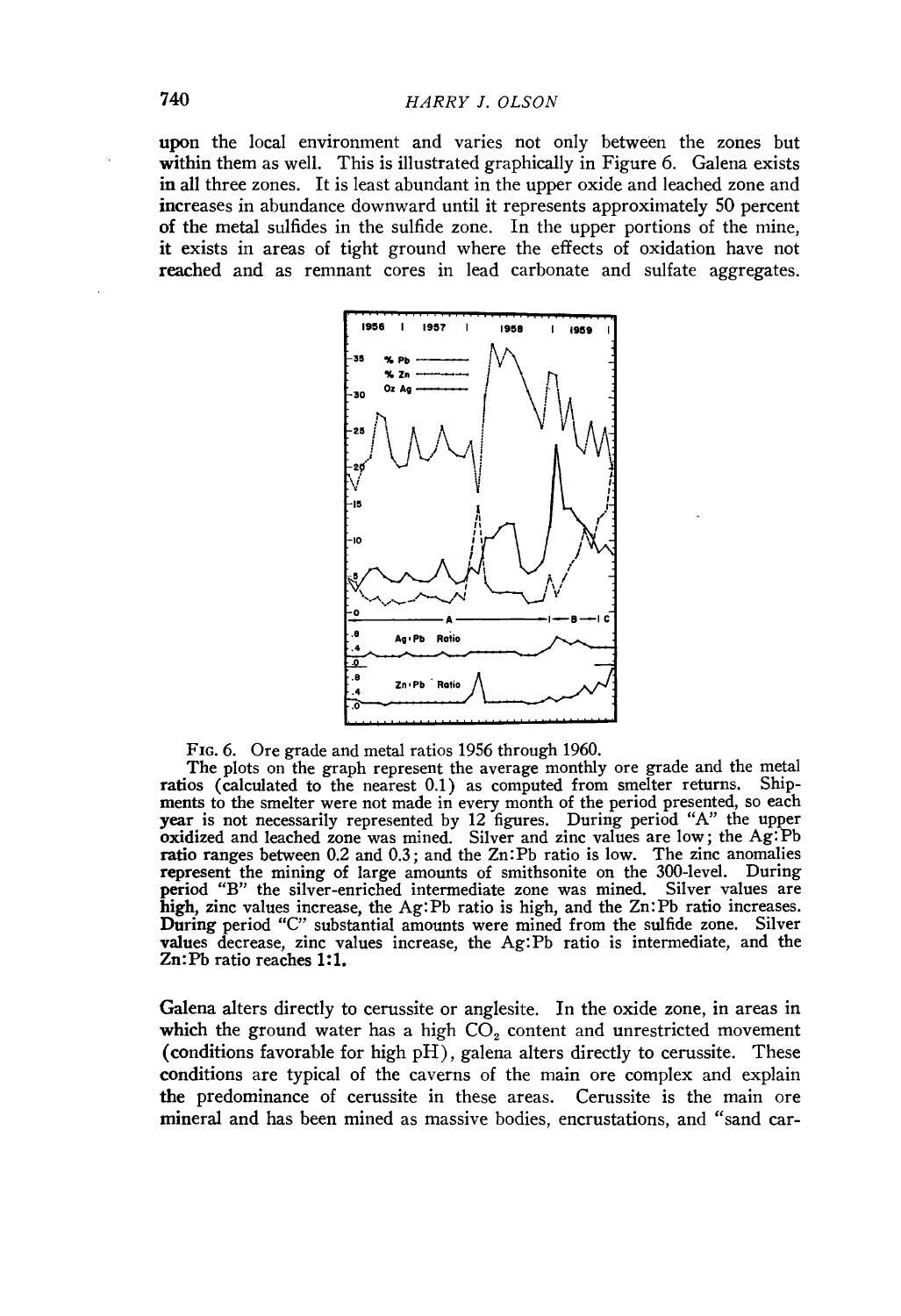upon the local environment and varies not only between the zones but within them as well. This is illustrated graphically in Figure 6. Galena exists in all three zones. It is least abundant in the upper oxide and leached zone and increases in abundance downward until it represents approximately 50 percent of the metal sulfides in the sulfide zone. In the upper portions of the mine, it exists in areas of tight ground where the effects of oxidation have not reached and as remnant cores in lead carbonate and sulfate aggregates.

FIG. 6. Ore grade and metal ratios 1956 through 1960.

The plots on the graph represent the average monthly ore grade and the metal ratios (calculated to the nearest 0.1) as computed from smelter returns. Shipments to the smelter were not made in every month of the period presented, so each year is not necessarily represented by 12 figures. During period "A" the upper oxidized and leached zone was mined. Silver and zinc values are low; the Ag:Pb ratio ranges between 0.2 and 0.3; and the Zn:Pb ratio is low. The zinc anomalies represent the mining of large amounts of smithsonite on the 300-level. During period "B" the silver-enriched intermediate zone was mined. Silver values are high, zinc values increase, the Ag:Pb ratio is high, and the Zn:Pb ratio increases. During period "C" substantial amounts were mined from the sulfide zone. Silver values decrease, zinc values increase, the Ag:Pb ratio is intermediate, and the Zn:Pb ratio reaches 1:1.

Galena alters directly to cerussite or anglesite. In the oxide zone, in areas in which the ground water has a high $CO_2$ content and unrestricted movement (conditions favorable for high pH), galena alters directly to cerussite. These conditions are typical of the caverns of the main ore complex and explain the predominance of cerussite in these areas. Cerussite is the main ore mineral and has been mined as massive bodies, encrustations, and "sand car-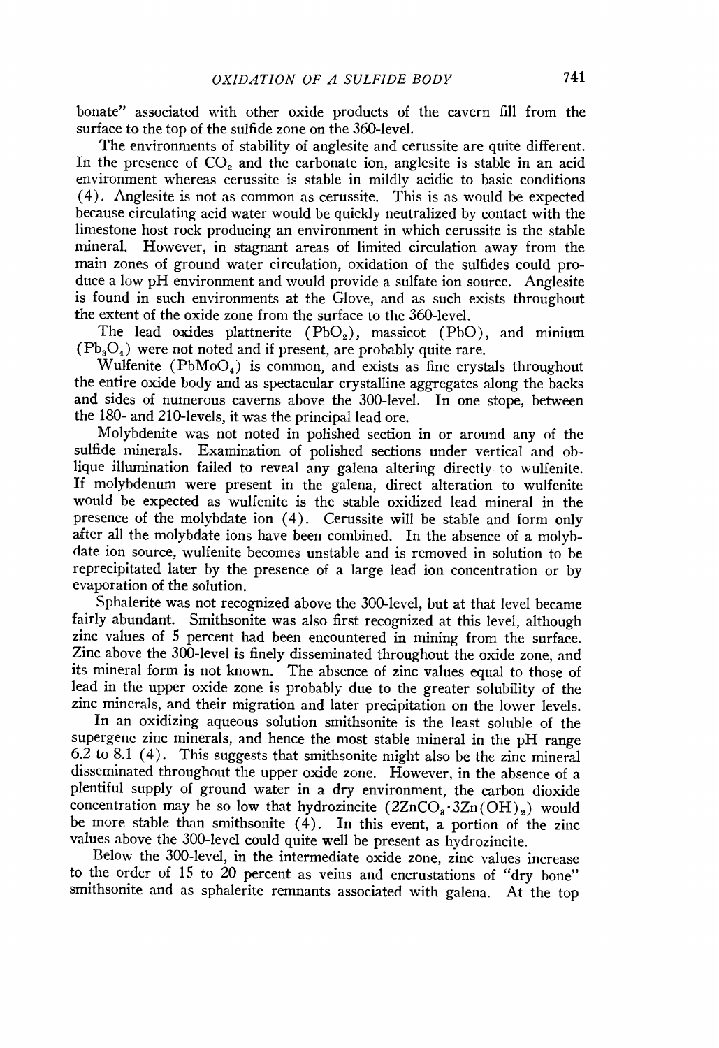bonate" associated with other oxide products of the cavern fill from the surface to the top of the sulfide zone on the 360-level.

The environments of stability of anglesite and cerussite are quite different. In the presence of $CO_2$ and the carbonate ion, anglesite is stable in an acid environment whereas cerussite is stable in mildly acidic to basic conditions (4). Anglesite is not as common as cerussite. This is as would be expected because circulating acid water would be quickly neutralized by contact with the limestone host rock producing an environment in which cerussite is the stable mineral. However, in stagnant areas of limited circulation away from the main zones of ground water circulation, oxidation of the sulfides could produce a low pH environment and would provide a sulfate ion source. Anglesite is found in such environments at the Glove, and as such exists throughout the extent of the oxide zone from the surface to the 360-level.

The lead oxides plattnerite ($PbO_2$), massicot ($PbO$), and minium ($Pb_3O_4$) were not noted and if present, are probably quite rare.

Wulfenite ($PbMoO_4$) is common, and exists as fine crystals throughout the entire oxide body and as spectacular crystalline aggregates along the backs and sides of numerous caverns above the 300-level. In one stope, between the 180- and 210-levels, it was the principal lead ore.

Molybdenite was not noted in polished section in or around any of the sulfide minerals. Examination of polished sections under vertical and oblique illumination failed to reveal any galena altering directly to wulfenite. If molybdenum were present in the galena, direct alteration to wulfenite would be expected as wulfenite is the stable oxidized lead mineral in the presence of the molybdate ion (4). Cerussite will be stable and form only after all the molybdate ions have been combined. In the absence of a molybdate ion source, wulfenite becomes unstable and is removed in solution to be reprecipitated later by the presence of a large lead ion concentration or by evaporation of the solution.

Sphalerite was not recognized above the 300-level, but at that level became fairly abundant. Smithsonite was also first recognized at this level, although zinc values of 5 percent had been encountered in mining from the surface. Zinc above the 300-level is finely disseminated throughout the oxide zone, and its mineral form is not known. The absence of zinc values equal to those of lead in the upper oxide zone is probably due to the greater solubility of the zinc minerals, and their migration and later precipitation on the lower levels.

In an oxidizing aqueous solution smithsonite is the least soluble of the supergene zinc minerals, and hence the most stable mineral in the pH range 6.2 to 8.1 (4). This suggests that smithsonite might also be the zinc mineral disseminated throughout the upper oxide zone. However, in the absence of a plentiful supply of ground water in a dry environment, the carbon dioxide concentration may be so low that hydrozincite ($2ZnCO_3 \cdot 3Zn(OH)_2$) would be more stable than smithsonite (4). In this event, a portion of the zinc values above the 300-level could quite well be present as hydrozincite.

Below the 300-level, in the intermediate oxide zone, zinc values increase to the order of 15 to 20 percent as veins and encrustations of "dry bone" smithsonite and as sphalerite remnants associated with galena. At the top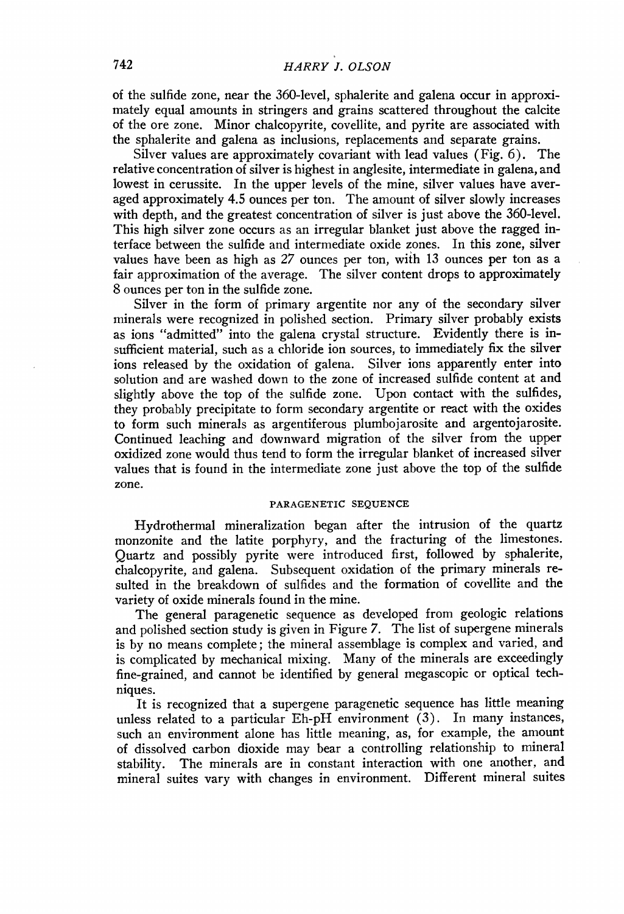of the sulfide zone, near the 360-level, sphalerite and galena occur in approximately equal amounts in stringers and grains scattered throughout the calcite of the ore zone. Minor chalcopyrite, covellite, and pyrite are associated with the sphalerite and galena as inclusions, replacements and separate grains.

Silver values are approximately covariant with lead values (Fig. 6). The relative concentration of silver is highest in anglesite, intermediate in galena, and lowest in cerussite. In the upper levels of the mine, silver values have averaged approximately 4.5 ounces per ton. The amount of silver slowly increases with depth, and the greatest concentration of silver is just above the 360-level. This high silver zone occurs as an irregular blanket just above the ragged interface between the sulfide and intermediate oxide zones. In this zone, silver values have been as high as 27 ounces per ton, with 13 ounces per ton as a fair approximation of the average. The silver content drops to approximately 8 ounces per ton in the sulfide zone.

Silver in the form of primary argentite nor any of the secondary silver minerals were recognized in polished section. Primary silver probably exists as ions "admitted" into the galena crystal structure. Evidently there is insufficient material, such as a chloride ion sources, to immediately fix the silver ions released by the oxidation of galena. Silver ions apparently enter into solution and are washed down to the zone of increased sulfide content at and slightly above the top of the sulfide zone. Upon contact with the sulfides, they probably precipitate to form secondary argentite or react with the oxides to form such minerals as argentiferous plumbojarosite and argentojarosite. Continued leaching and downward migration of the silver from the upper oxidized zone would thus tend to form the irregular blanket of increased silver values that is found in the intermediate zone just above the top of the sulfide zone.

## PARAGENETIC SEQUENCE

Hydrothermal mineralization began after the intrusion of the quartz monzonite and the latite porphyry, and the fracturing of the limestones. Quartz and possibly pyrite were introduced first, followed by sphalerite, chalcopyrite, and galena. Subsequent oxidation of the primary minerals resulted in the breakdown of sulfides and the formation of covellite and the variety of oxide minerals found in the mine.

The general paragenetic sequence as developed from geologic relations and polished section study is given in Figure 7. The list of supergene minerals is by no means complete; the mineral assemblage is complex and varied, and is complicated by mechanical mixing. Many of the minerals are exceedingly fine-grained, and cannot be identified by general megascopic or optical techniques.

It is recognized that a supergene paragenetic sequence has little meaning unless related to a particular Eh-pH environment (3). In many instances, such an environment alone has little meaning, as, for example, the amount of dissolved carbon dioxide may bear a controlling relationship to mineral stability. The minerals are in constant interaction with one another, and mineral suites vary with changes in environment. Different mineral suites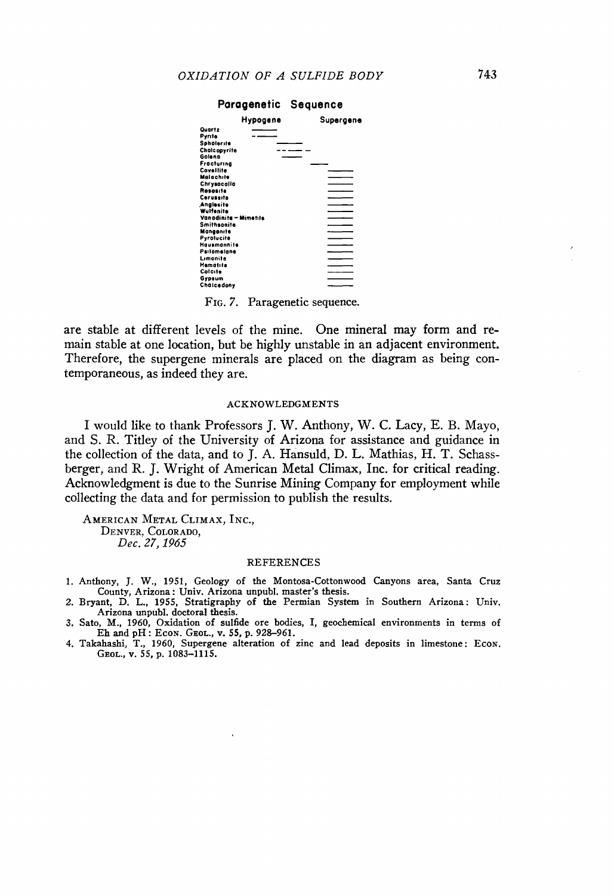Paragenetic Sequence

Hypogene

Supergene

Quartz
Pyrite
Sphalerite
Chalcopyrite
Galena
Fracturing
Covellite
Malachite
Chrysocolla
Rosasite
Cerussite
Anglesite
Wulfenite
Vanadinite – Mimetite
Smithsonite
Manganite
Pyrolucite
Hausmannite
Psilomelane
Limonite
Hematite
Calcite
Gypsum
Chalcedony

FIG. 7. Paragenetic sequence.

are stable at different levels of the mine. One mineral may form and remain stable at one location, but be highly unstable in an adjacent environment. Therefore, the supergene minerals are placed on the diagram as being contemporaneous, as indeed they are.

## ACKNOWLEDGMENTS

I would like to thank Professors J. W. Anthony, W. C. Lacy, E. B. Mayo, and S. R. Titley of the University of Arizona for assistance and guidance in the collection of the data, and to J. A. Hansuld, D. L. Mathias, H. T. Schassberger, and R. J. Wright of American Metal Climax, Inc. for critical reading. Acknowledgment is due to the Sunrise Mining Company for employment while collecting the data and for permission to publish the results.

AMERICAN METAL CLIMAX, INC.,
DENVER, COLORADO,
*Dec. 27, 1965*

## REFERENCES

1. Anthony, J. W., 1951, Geology of the Montosa-Cottonwood Canyons area, Santa Cruz County, Arizona: Univ. Arizona unpubl. master's thesis.
2. Bryant, D. L., 1955, Stratigraphy of the Permian System in Southern Arizona: Univ. Arizona unpubl. doctoral thesis.
3. Sato, M., 1960, Oxidation of sulfide ore bodies, I, geochemical environments in terms of Eh and pH: ECON. GEOL., v. 55, p. 928–961.
4. Takahashi, T., 1960, Supergene alteration of zinc and lead deposits in limestone: ECON. GEOL., v. 55, p. 1083–1115.